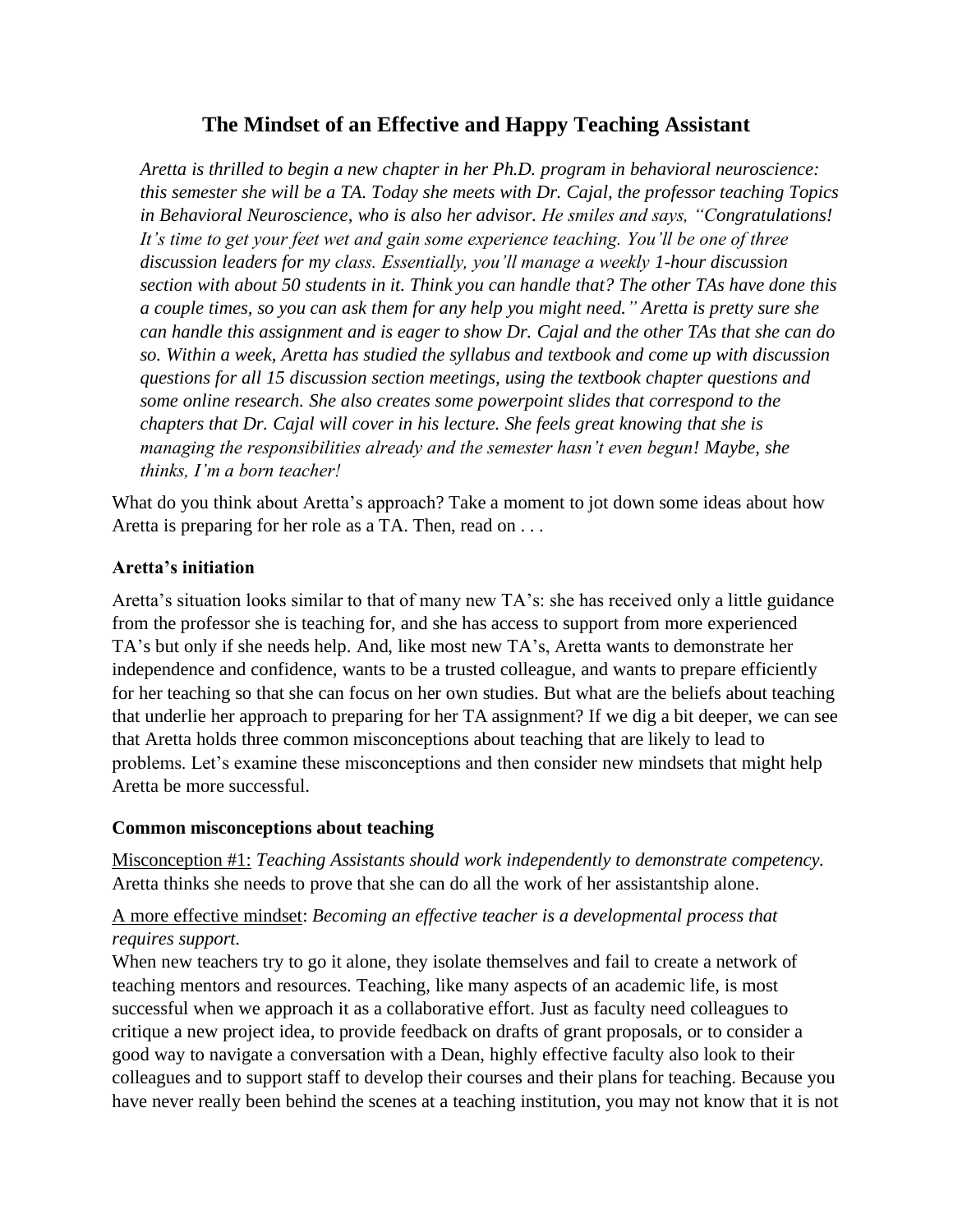# The Mindset of an Effective and Happy Teaching Assistant

*Aretta is thrilled to begin a new chapter in her Ph.D. program in behavioral neuroscience: this semester she will be a TA. Today she meets with Dr. Cajal, the professor teaching Topics in Behavioral Neuroscience, who is also her advisor. He smiles and says, "Congratulations! It's time to get your feet wet and gain some experience teaching. You'll be one of three discussion leaders for my class. Essentially, you'll manage a weekly 1-hour discussion section with about 50 students in it. Think you can handle that? The other TAs have done this a couple times, so you can ask them for any help you might need." Aretta is pretty sure she can handle this assignment and is eager to show Dr. Cajal and the other TAs that she can do so. Within a week, Aretta has studied the syllabus and textbook and come up with discussion questions for all 15 discussion section meetings, using the textbook chapter questions and some online research. She also creates some powerpoint slides that correspond to the chapters that Dr. Cajal will cover in his lecture. She feels great knowing that she is managing the responsibilities already and the semester hasn't even begun! Maybe, she thinks, I'm a born teacher!*

What do you think about Aretta's approach? Take a moment to jot down some ideas about how Aretta is preparing for her role as a TA. Then, read on . . .

**Aretta's initiation**

Aretta's situation looks similar to that of many new TA's: she has received only a little guidance from the professor she is teaching for, and she has access to support from more experienced TA's but only if she needs help. And, like most new TA's, Aretta wants to demonstrate her independence and confidence, wants to be a trusted colleague, and wants to prepare efficiently for her teaching so that she can focus on her own studies. But what are the beliefs about teaching that underlie her approach to preparing for her TA assignment? If we dig a bit deeper, we can see that Aretta holds three common misconceptions about teaching that are likely to lead to problems. Let's examine these misconceptions and then consider new mindsets that might help Aretta be more successful.

**Common misconceptions about teaching**

<u>Misconception #1:</u> *Teaching Assistants should work independently to demonstrate competency.* Aretta thinks she needs to prove that she can do all the work of her assistantship alone.

<u>A more effective mindset</u>: *Becoming an effective teacher is a developmental process that requires support.*

When new teachers try to go it alone, they isolate themselves and fail to create a network of teaching mentors and resources. Teaching, like many aspects of an academic life, is most successful when we approach it as a collaborative effort. Just as faculty need colleagues to critique a new project idea, to provide feedback on drafts of grant proposals, or to consider a good way to navigate a conversation with a Dean, highly effective faculty also look to their colleagues and to support staff to develop their courses and their plans for teaching. Because you have never really been behind the scenes at a teaching institution, you may not know that it is not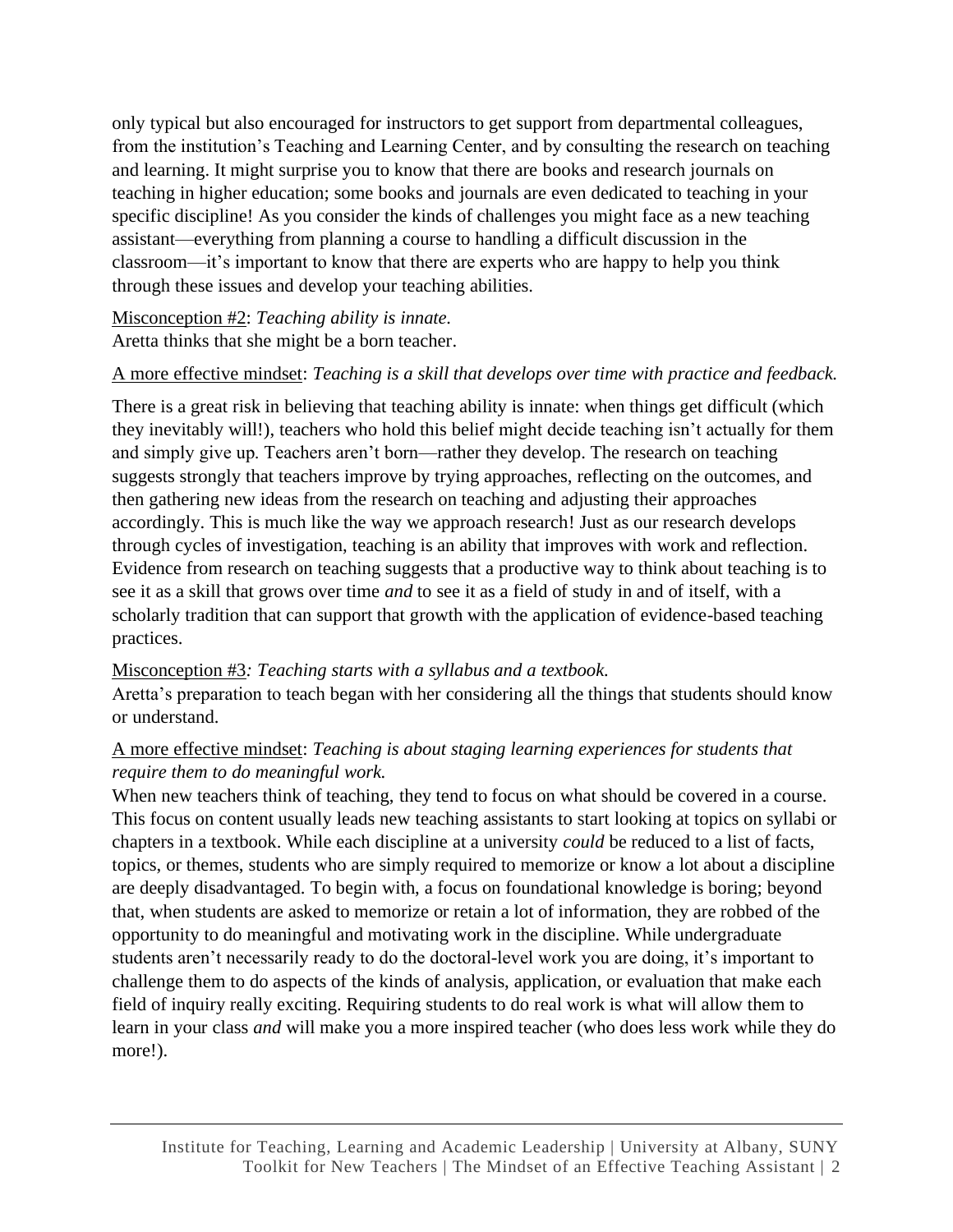only typical but also encouraged for instructors to get support from departmental colleagues, from the institution's Teaching and Learning Center, and by consulting the research on teaching and learning. It might surprise you to know that there are books and research journals on teaching in higher education; some books and journals are even dedicated to teaching in your specific discipline! As you consider the kinds of challenges you might face as a new teaching assistant—everything from planning a course to handling a difficult discussion in the classroom—it's important to know that there are experts who are happy to help you think through these issues and develop your teaching abilities.

<u>Misconception #2</u>: *Teaching ability is innate.*
Aretta thinks that she might be a born teacher.

<u>A more effective mindset</u>: *Teaching is a skill that develops over time with practice and feedback.*

There is a great risk in believing that teaching ability is innate: when things get difficult (which they inevitably will!), teachers who hold this belief might decide teaching isn't actually for them and simply give up. Teachers aren't born—rather they develop. The research on teaching suggests strongly that teachers improve by trying approaches, reflecting on the outcomes, and then gathering new ideas from the research on teaching and adjusting their approaches accordingly. This is much like the way we approach research! Just as our research develops through cycles of investigation, teaching is an ability that improves with work and reflection. Evidence from research on teaching suggests that a productive way to think about teaching is to see it as a skill that grows over time *and* to see it as a field of study in and of itself, with a scholarly tradition that can support that growth with the application of evidence-based teaching practices.

<u>Misconception #3</u>*: Teaching starts with a syllabus and a textbook.*
Aretta's preparation to teach began with her considering all the things that students should know or understand.

<u>A more effective mindset</u>: *Teaching is about staging learning experiences for students that require them to do meaningful work.*
When new teachers think of teaching, they tend to focus on what should be covered in a course. This focus on content usually leads new teaching assistants to start looking at topics on syllabi or chapters in a textbook. While each discipline at a university *could* be reduced to a list of facts, topics, or themes, students who are simply required to memorize or know a lot about a discipline are deeply disadvantaged. To begin with, a focus on foundational knowledge is boring; beyond that, when students are asked to memorize or retain a lot of information, they are robbed of the opportunity to do meaningful and motivating work in the discipline. While undergraduate students aren't necessarily ready to do the doctoral-level work you are doing, it's important to challenge them to do aspects of the kinds of analysis, application, or evaluation that make each field of inquiry really exciting. Requiring students to do real work is what will allow them to learn in your class *and* will make you a more inspired teacher (who does less work while they do more!).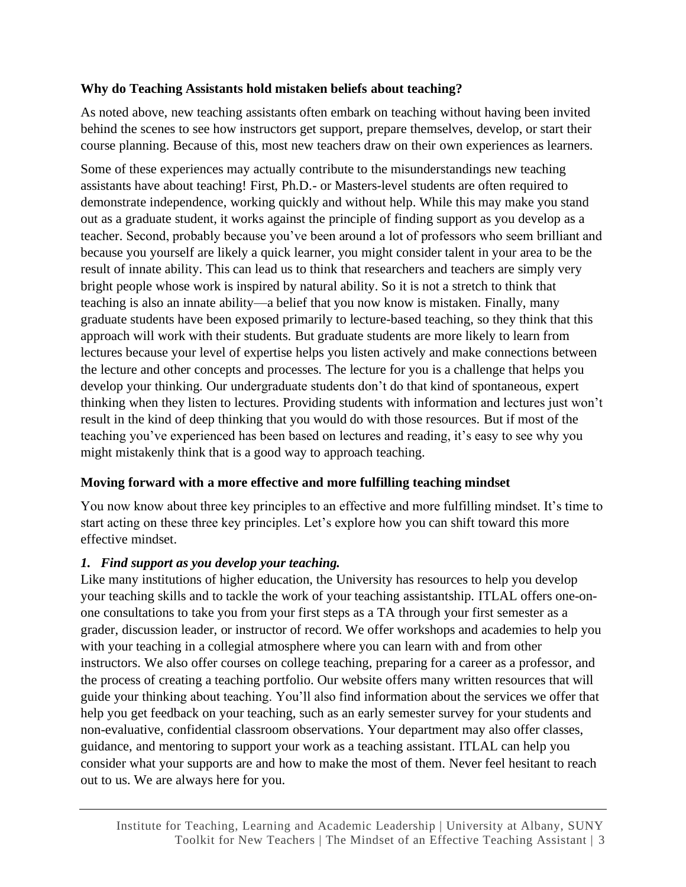**Why do Teaching Assistants hold mistaken beliefs about teaching?**

As noted above, new teaching assistants often embark on teaching without having been invited behind the scenes to see how instructors get support, prepare themselves, develop, or start their course planning. Because of this, most new teachers draw on their own experiences as learners.

Some of these experiences may actually contribute to the misunderstandings new teaching assistants have about teaching! First, Ph.D.- or Masters-level students are often required to demonstrate independence, working quickly and without help. While this may make you stand out as a graduate student, it works against the principle of finding support as you develop as a teacher. Second, probably because you've been around a lot of professors who seem brilliant and because you yourself are likely a quick learner, you might consider talent in your area to be the result of innate ability. This can lead us to think that researchers and teachers are simply very bright people whose work is inspired by natural ability. So it is not a stretch to think that teaching is also an innate ability—a belief that you now know is mistaken. Finally, many graduate students have been exposed primarily to lecture-based teaching, so they think that this approach will work with their students. But graduate students are more likely to learn from lectures because your level of expertise helps you listen actively and make connections between the lecture and other concepts and processes. The lecture for you is a challenge that helps you develop your thinking. Our undergraduate students don't do that kind of spontaneous, expert thinking when they listen to lectures. Providing students with information and lectures just won't result in the kind of deep thinking that you would do with those resources. But if most of the teaching you've experienced has been based on lectures and reading, it's easy to see why you might mistakenly think that is a good way to approach teaching.

**Moving forward with a more effective and more fulfilling teaching mindset**

You now know about three key principles to an effective and more fulfilling mindset. It's time to start acting on these three key principles. Let's explore how you can shift toward this more effective mindset.

***1. Find support as you develop your teaching.***

Like many institutions of higher education, the University has resources to help you develop your teaching skills and to tackle the work of your teaching assistantship. ITLAL offers one-on-one consultations to take you from your first steps as a TA through your first semester as a grader, discussion leader, or instructor of record. We offer workshops and academies to help you with your teaching in a collegial atmosphere where you can learn with and from other instructors. We also offer courses on college teaching, preparing for a career as a professor, and the process of creating a teaching portfolio. Our website offers many written resources that will guide your thinking about teaching. You'll also find information about the services we offer that help you get feedback on your teaching, such as an early semester survey for your students and non-evaluative, confidential classroom observations. Your department may also offer classes, guidance, and mentoring to support your work as a teaching assistant. ITLAL can help you consider what your supports are and how to make the most of them. Never feel hesitant to reach out to us. We are always here for you.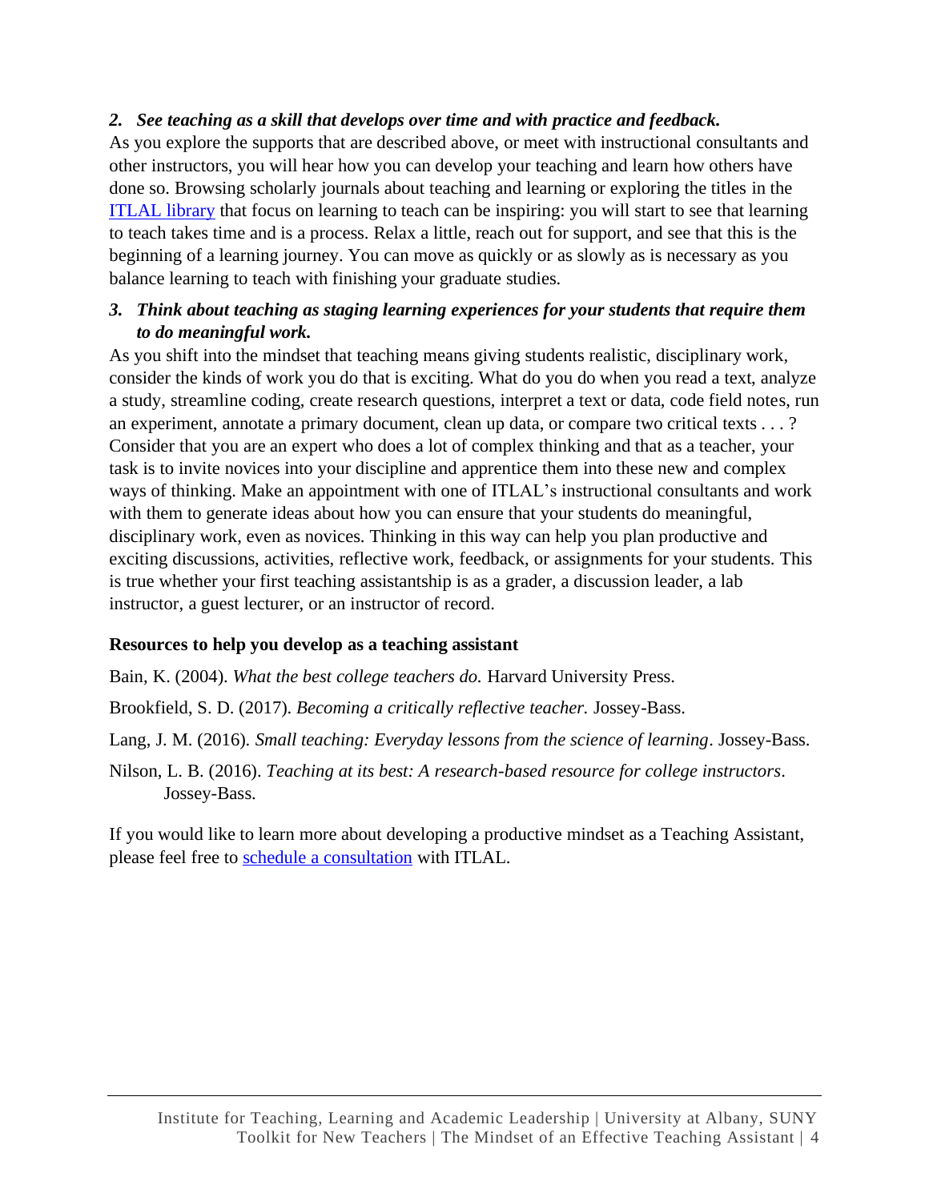*2. See teaching as a skill that develops over time and with practice and feedback.*

As you explore the supports that are described above, or meet with instructional consultants and other instructors, you will hear how you can develop your teaching and learn how others have done so. Browsing scholarly journals about teaching and learning or exploring the titles in the ITLAL library that focus on learning to teach can be inspiring: you will start to see that learning to teach takes time and is a process. Relax a little, reach out for support, and see that this is the beginning of a learning journey. You can move as quickly or as slowly as is necessary as you balance learning to teach with finishing your graduate studies.

*3. Think about teaching as staging learning experiences for your students that require them to do meaningful work.*

As you shift into the mindset that teaching means giving students realistic, disciplinary work, consider the kinds of work you do that is exciting. What do you do when you read a text, analyze a study, streamline coding, create research questions, interpret a text or data, code field notes, run an experiment, annotate a primary document, clean up data, or compare two critical texts . . . ? Consider that you are an expert who does a lot of complex thinking and that as a teacher, your task is to invite novices into your discipline and apprentice them into these new and complex ways of thinking. Make an appointment with one of ITLAL's instructional consultants and work with them to generate ideas about how you can ensure that your students do meaningful, disciplinary work, even as novices. Thinking in this way can help you plan productive and exciting discussions, activities, reflective work, feedback, or assignments for your students. This is true whether your first teaching assistantship is as a grader, a discussion leader, a lab instructor, a guest lecturer, or an instructor of record.

**Resources to help you develop as a teaching assistant**

Bain, K. (2004). *What the best college teachers do.* Harvard University Press.

Brookfield, S. D. (2017). *Becoming a critically reflective teacher.* Jossey-Bass.

Lang, J. M. (2016). *Small teaching: Everyday lessons from the science of learning*. Jossey-Bass.

Nilson, L. B. (2016). *Teaching at its best: A research-based resource for college instructors*. Jossey-Bass.

If you would like to learn more about developing a productive mindset as a Teaching Assistant, please feel free to schedule a consultation with ITLAL.